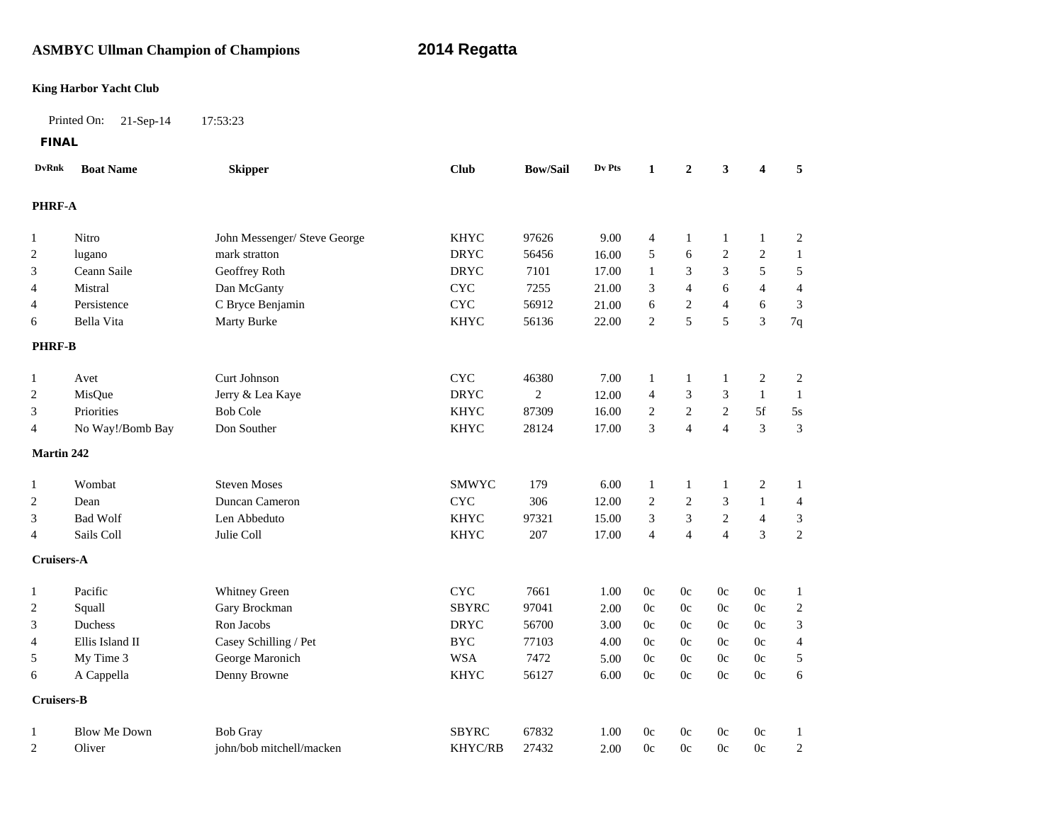**ASMBYC Ullman Champion of Champions** **2014 Regatta**

**King Harbor Yacht Club**

Printed On: 21-Sep-14 17:53:23

**FINAL**

| DvRnk | Boat Name | Skipper | Club | Bow/Sail | Dv Pts | 1 | 2 | 3 | 4 | 5 |
|---|---|---|---|---|---|---|---|---|---|---|
| **PHRF-A** | | | | | | | | | | |
| 1 | Nitro | John Messenger/ Steve George | KHYC | 97626 | 9.00 | 4 | 1 | 1 | 1 | 2 |
| 2 | lugano | mark stratton | DRYC | 56456 | 16.00 | 5 | 6 | 2 | 2 | 1 |
| 3 | Ceann Saile | Geoffrey Roth | DRYC | 7101 | 17.00 | 1 | 3 | 3 | 5 | 5 |
| 4 | Mistral | Dan McGanty | CYC | 7255 | 21.00 | 3 | 4 | 6 | 4 | 4 |
| 4 | Persistence | C Bryce Benjamin | CYC | 56912 | 21.00 | 6 | 2 | 4 | 6 | 3 |
| 6 | Bella Vita | Marty Burke | KHYC | 56136 | 22.00 | 2 | 5 | 5 | 3 | 7q |
| **PHRF-B** | | | | | | | | | | |
| 1 | Avet | Curt Johnson | CYC | 46380 | 7.00 | 1 | 1 | 1 | 2 | 2 |
| 2 | MisQue | Jerry & Lea Kaye | DRYC | 2 | 12.00 | 4 | 3 | 3 | 1 | 1 |
| 3 | Priorities | Bob Cole | KHYC | 87309 | 16.00 | 2 | 2 | 2 | 5f | 5s |
| 4 | No Way!/Bomb Bay | Don Souther | KHYC | 28124 | 17.00 | 3 | 4 | 4 | 3 | 3 |
| **Martin 242** | | | | | | | | | | |
| 1 | Wombat | Steven Moses | SMWYC | 179 | 6.00 | 1 | 1 | 1 | 2 | 1 |
| 2 | Dean | Duncan Cameron | CYC | 306 | 12.00 | 2 | 2 | 3 | 1 | 4 |
| 3 | Bad Wolf | Len Abbeduto | KHYC | 97321 | 15.00 | 3 | 3 | 2 | 4 | 3 |
| 4 | Sails Coll | Julie Coll | KHYC | 207 | 17.00 | 4 | 4 | 4 | 3 | 2 |
| **Cruisers-A** | | | | | | | | | | |
| 1 | Pacific | Whitney Green | CYC | 7661 | 1.00 | 0c | 0c | 0c | 0c | 1 |
| 2 | Squall | Gary Brockman | SBYRC | 97041 | 2.00 | 0c | 0c | 0c | 0c | 2 |
| 3 | Duchess | Ron Jacobs | DRYC | 56700 | 3.00 | 0c | 0c | 0c | 0c | 3 |
| 4 | Ellis Island II | Casey Schilling / Pet | BYC | 77103 | 4.00 | 0c | 0c | 0c | 0c | 4 |
| 5 | My Time 3 | George Maronich | WSA | 7472 | 5.00 | 0c | 0c | 0c | 0c | 5 |
| 6 | A Cappella | Denny Browne | KHYC | 56127 | 6.00 | 0c | 0c | 0c | 0c | 6 |
| **Cruisers-B** | | | | | | | | | | |
| 1 | Blow Me Down | Bob Gray | SBYRC | 67832 | 1.00 | 0c | 0c | 0c | 0c | 1 |
| 2 | Oliver | john/bob mitchell/macken | KHYC/RB | 27432 | 2.00 | 0c | 0c | 0c | 0c | 2 |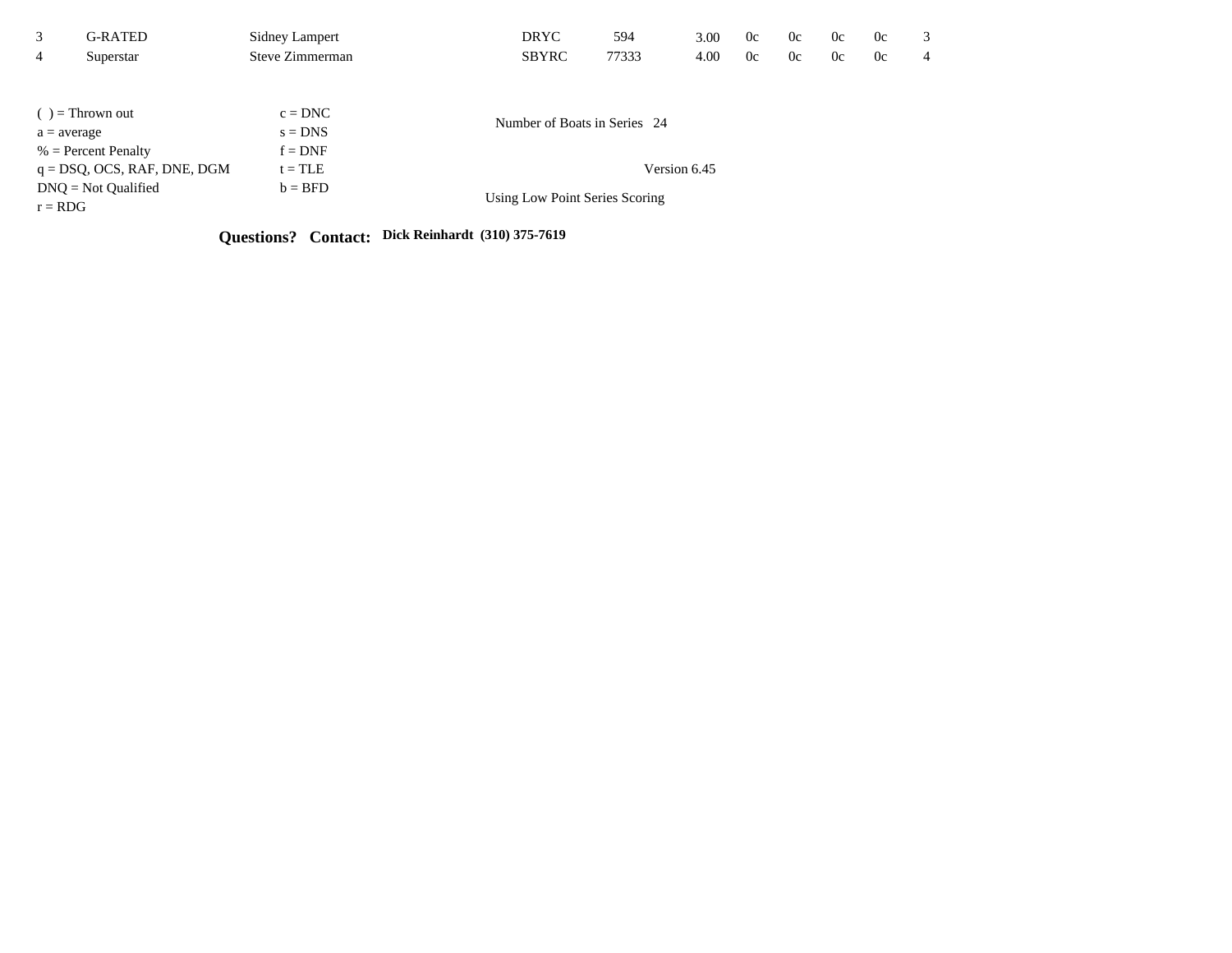| 3 | G-RATED | Sidney Lampert | DRYC | 594 | 3.00 | 0c | 0c | 0c | 0c | 3 |
|---|---|---|---|---|---|---|---|---|---|---|
| 4 | Superstar | Steve Zimmerman | SBYRC | 77333 | 4.00 | 0c | 0c | 0c | 0c | 4 |

( ) = Thrown out
a = average
% = Percent Penalty
q = DSQ, OCS, RAF, DNE, DGM
DNQ = Not Qualified
r = RDG

c = DNC
s = DNS
f = DNF
t = TLE
b = BFD

Number of Boats in Series 24

Version 6.45

Using Low Point Series Scoring

**Questions? Contact: Dick Reinhardt (310) 375-7619**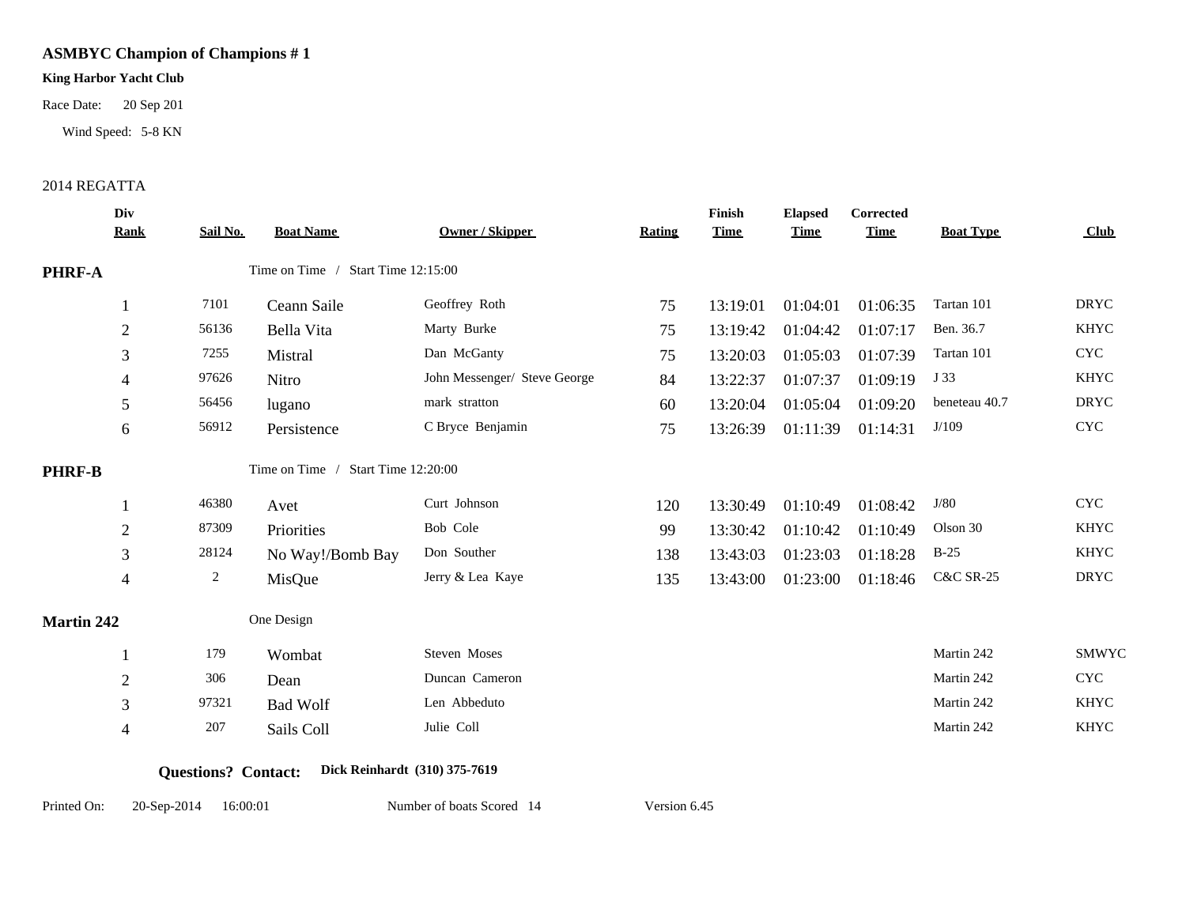# ASMBYC Champion of Champions # 1

**King Harbor Yacht Club**

Race Date: 20 Sep 201

Wind Speed: 5-8 KN

2014 REGATTA

| Div Rank | Sail No. | Boat Name | Owner / Skipper | Rating | Finish Time | Elapsed Time | Corrected Time | Boat Type | Club |
|---|---|---|---|---|---|---|---|---|---|
| **PHRF-A** | | Time on Time / Start Time 12:15:00 | | | | | | | |
| 1 | 7101 | Ceann Saile | Geoffrey Roth | 75 | 13:19:01 | 01:04:01 | 01:06:35 | Tartan 101 | DRYC |
| 2 | 56136 | Bella Vita | Marty Burke | 75 | 13:19:42 | 01:04:42 | 01:07:17 | Ben. 36.7 | KHYC |
| 3 | 7255 | Mistral | Dan McGanty | 75 | 13:20:03 | 01:05:03 | 01:07:39 | Tartan 101 | CYC |
| 4 | 97626 | Nitro | John Messenger/ Steve George | 84 | 13:22:37 | 01:07:37 | 01:09:19 | J 33 | KHYC |
| 5 | 56456 | lugano | mark stratton | 60 | 13:20:04 | 01:05:04 | 01:09:20 | beneteau 40.7 | DRYC |
| 6 | 56912 | Persistence | C Bryce Benjamin | 75 | 13:26:39 | 01:11:39 | 01:14:31 | J/109 | CYC |
| **PHRF-B** | | Time on Time / Start Time 12:20:00 | | | | | | | |
| 1 | 46380 | Avet | Curt Johnson | 120 | 13:30:49 | 01:10:49 | 01:08:42 | J/80 | CYC |
| 2 | 87309 | Priorities | Bob Cole | 99 | 13:30:42 | 01:10:42 | 01:10:49 | Olson 30 | KHYC |
| 3 | 28124 | No Way!/Bomb Bay | Don Souther | 138 | 13:43:03 | 01:23:03 | 01:18:28 | B-25 | KHYC |
| 4 | 2 | MisQue | Jerry & Lea Kaye | 135 | 13:43:00 | 01:23:00 | 01:18:46 | C&C SR-25 | DRYC |
| **Martin 242** | | One Design | | | | | | | |
| 1 | 179 | Wombat | Steven Moses | | | | | Martin 242 | SMWYC |
| 2 | 306 | Dean | Duncan Cameron | | | | | Martin 242 | CYC |
| 3 | 97321 | Bad Wolf | Len Abbeduto | | | | | Martin 242 | KHYC |
| 4 | 207 | Sails Coll | Julie Coll | | | | | Martin 242 | KHYC |

**Questions? Contact:** **Dick Reinhardt (310) 375-7619**

Printed On: 20-Sep-2014 16:00:01 Number of boats Scored 14 Version 6.45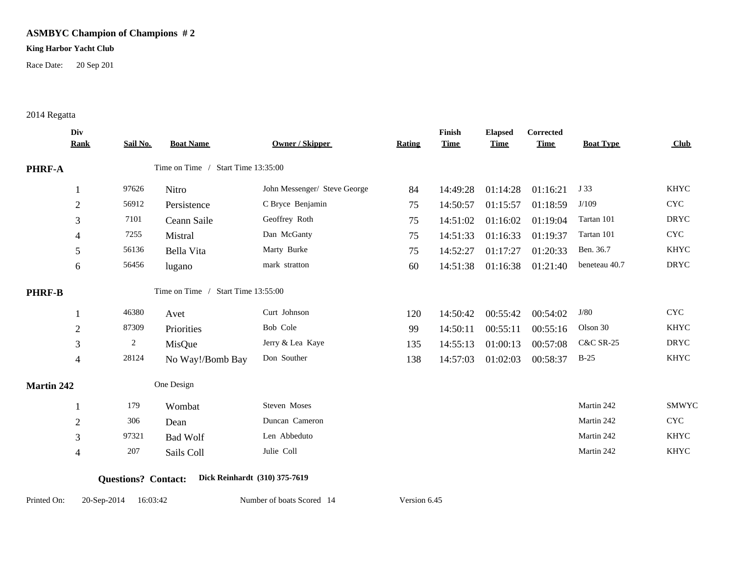# ASMBYC Champion of Champions # 2

**King Harbor Yacht Club**

Race Date: 20 Sep 201

2014 Regatta

| Div Rank | Sail No. | Boat Name | Owner / Skipper | Rating | Finish Time | Elapsed Time | Corrected Time | Boat Type | Club |
|---|---|---|---|---|---|---|---|---|---|
| **PHRF-A** | | Time on Time / Start Time 13:35:00 | | | | | | | |
| 1 | 97626 | Nitro | John Messenger/ Steve George | 84 | 14:49:28 | 01:14:28 | 01:16:21 | J 33 | KHYC |
| 2 | 56912 | Persistence | C Bryce Benjamin | 75 | 14:50:57 | 01:15:57 | 01:18:59 | J/109 | CYC |
| 3 | 7101 | Ceann Saile | Geoffrey Roth | 75 | 14:51:02 | 01:16:02 | 01:19:04 | Tartan 101 | DRYC |
| 4 | 7255 | Mistral | Dan McGanty | 75 | 14:51:33 | 01:16:33 | 01:19:37 | Tartan 101 | CYC |
| 5 | 56136 | Bella Vita | Marty Burke | 75 | 14:52:27 | 01:17:27 | 01:20:33 | Ben. 36.7 | KHYC |
| 6 | 56456 | lugano | mark stratton | 60 | 14:51:38 | 01:16:38 | 01:21:40 | beneteau 40.7 | DRYC |
| **PHRF-B** | | Time on Time / Start Time 13:55:00 | | | | | | | |
| 1 | 46380 | Avet | Curt Johnson | 120 | 14:50:42 | 00:55:42 | 00:54:02 | J/80 | CYC |
| 2 | 87309 | Priorities | Bob Cole | 99 | 14:50:11 | 00:55:11 | 00:55:16 | Olson 30 | KHYC |
| 3 | 2 | MisQue | Jerry & Lea Kaye | 135 | 14:55:13 | 01:00:13 | 00:57:08 | C&C SR-25 | DRYC |
| 4 | 28124 | No Way!/Bomb Bay | Don Souther | 138 | 14:57:03 | 01:02:03 | 00:58:37 | B-25 | KHYC |
| **Martin 242** | | One Design | | | | | | | |
| 1 | 179 | Wombat | Steven Moses | | | | | Martin 242 | SMWYC |
| 2 | 306 | Dean | Duncan Cameron | | | | | Martin 242 | CYC |
| 3 | 97321 | Bad Wolf | Len Abbeduto | | | | | Martin 242 | KHYC |
| 4 | 207 | Sails Coll | Julie Coll | | | | | Martin 242 | KHYC |

**Questions? Contact:** **Dick Reinhardt (310) 375-7619**

Printed On: 20-Sep-2014 16:03:42 Number of boats Scored 14 Version 6.45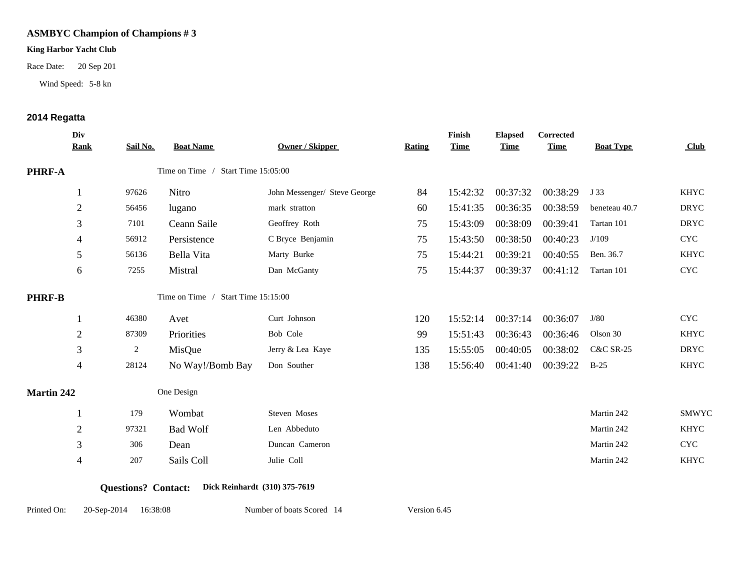# ASMBYC Champion of Champions # 3

**King Harbor Yacht Club**

Race Date: 20 Sep 201

Wind Speed: 5-8 kn

## 2014 Regatta

| Div Rank | Sail No. | Boat Name | Owner / Skipper | Rating | Finish Time | Elapsed Time | Corrected Time | Boat Type | Club |
|---|---|---|---|---|---|---|---|---|---|
| **PHRF-A** | | Time on Time / Start Time 15:05:00 | | | | | | | |
| 1 | 97626 | Nitro | John Messenger/ Steve George | 84 | 15:42:32 | 00:37:32 | 00:38:29 | J 33 | KHYC |
| 2 | 56456 | lugano | mark stratton | 60 | 15:41:35 | 00:36:35 | 00:38:59 | beneteau 40.7 | DRYC |
| 3 | 7101 | Ceann Saile | Geoffrey Roth | 75 | 15:43:09 | 00:38:09 | 00:39:41 | Tartan 101 | DRYC |
| 4 | 56912 | Persistence | C Bryce Benjamin | 75 | 15:43:50 | 00:38:50 | 00:40:23 | J/109 | CYC |
| 5 | 56136 | Bella Vita | Marty Burke | 75 | 15:44:21 | 00:39:21 | 00:40:55 | Ben. 36.7 | KHYC |
| 6 | 7255 | Mistral | Dan McGanty | 75 | 15:44:37 | 00:39:37 | 00:41:12 | Tartan 101 | CYC |
| **PHRF-B** | | Time on Time / Start Time 15:15:00 | | | | | | | |
| 1 | 46380 | Avet | Curt Johnson | 120 | 15:52:14 | 00:37:14 | 00:36:07 | J/80 | CYC |
| 2 | 87309 | Priorities | Bob Cole | 99 | 15:51:43 | 00:36:43 | 00:36:46 | Olson 30 | KHYC |
| 3 | 2 | MisQue | Jerry & Lea Kaye | 135 | 15:55:05 | 00:40:05 | 00:38:02 | C&C SR-25 | DRYC |
| 4 | 28124 | No Way!/Bomb Bay | Don Souther | 138 | 15:56:40 | 00:41:40 | 00:39:22 | B-25 | KHYC |
| **Martin 242** | | One Design | | | | | | | |
| 1 | 179 | Wombat | Steven Moses | | | | | Martin 242 | SMWYC |
| 2 | 97321 | Bad Wolf | Len Abbeduto | | | | | Martin 242 | KHYC |
| 3 | 306 | Dean | Duncan Cameron | | | | | Martin 242 | CYC |
| 4 | 207 | Sails Coll | Julie Coll | | | | | Martin 242 | KHYC |

**Questions? Contact: Dick Reinhardt (310) 375-7619**

Printed On: 20-Sep-2014 16:38:08 Number of boats Scored 14 Version 6.45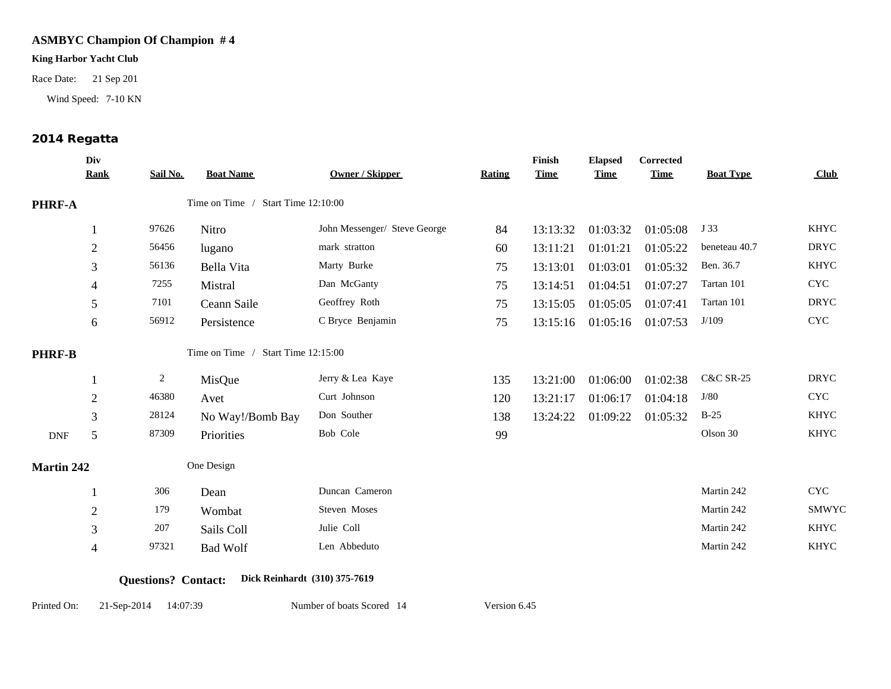**ASMBYC Champion Of Champion # 4**

**King Harbor Yacht Club**

Race Date: 21 Sep 201

Wind Speed: 7-10 KN

## 2014 Regatta

| | Div Rank | Sail No. | Boat Name | Owner / Skipper | Rating | Finish Time | Elapsed Time | Corrected Time | Boat Type | Club |
|---|---|---|---|---|---|---|---|---|---|---|
| **PHRF-A** | | | Time on Time / Start Time 12:10:00 | | | | | | | |
| | 1 | 97626 | Nitro | John Messenger/ Steve George | 84 | 13:13:32 | 01:03:32 | 01:05:08 | J 33 | KHYC |
| | 2 | 56456 | lugano | mark stratton | 60 | 13:11:21 | 01:01:21 | 01:05:22 | beneteau 40.7 | DRYC |
| | 3 | 56136 | Bella Vita | Marty Burke | 75 | 13:13:01 | 01:03:01 | 01:05:32 | Ben. 36.7 | KHYC |
| | 4 | 7255 | Mistral | Dan McGanty | 75 | 13:14:51 | 01:04:51 | 01:07:27 | Tartan 101 | CYC |
| | 5 | 7101 | Ceann Saile | Geoffrey Roth | 75 | 13:15:05 | 01:05:05 | 01:07:41 | Tartan 101 | DRYC |
| | 6 | 56912 | Persistence | C Bryce Benjamin | 75 | 13:15:16 | 01:05:16 | 01:07:53 | J/109 | CYC |
| **PHRF-B** | | | Time on Time / Start Time 12:15:00 | | | | | | | |
| | 1 | 2 | MisQue | Jerry & Lea Kaye | 135 | 13:21:00 | 01:06:00 | 01:02:38 | C&C SR-25 | DRYC |
| | 2 | 46380 | Avet | Curt Johnson | 120 | 13:21:17 | 01:06:17 | 01:04:18 | J/80 | CYC |
| | 3 | 28124 | No Way!/Bomb Bay | Don Souther | 138 | 13:24:22 | 01:09:22 | 01:05:32 | B-25 | KHYC |
| DNF | 5 | 87309 | Priorities | Bob Cole | 99 | | | | Olson 30 | KHYC |
| **Martin 242** | | | One Design | | | | | | | |
| | 1 | 306 | Dean | Duncan Cameron | | | | | Martin 242 | CYC |
| | 2 | 179 | Wombat | Steven Moses | | | | | Martin 242 | SMWYC |
| | 3 | 207 | Sails Coll | Julie Coll | | | | | Martin 242 | KHYC |
| | 4 | 97321 | Bad Wolf | Len Abbeduto | | | | | Martin 242 | KHYC |

**Questions? Contact: Dick Reinhardt (310) 375-7619**

Printed On: 21-Sep-2014 14:07:39 Number of boats Scored 14 Version 6.45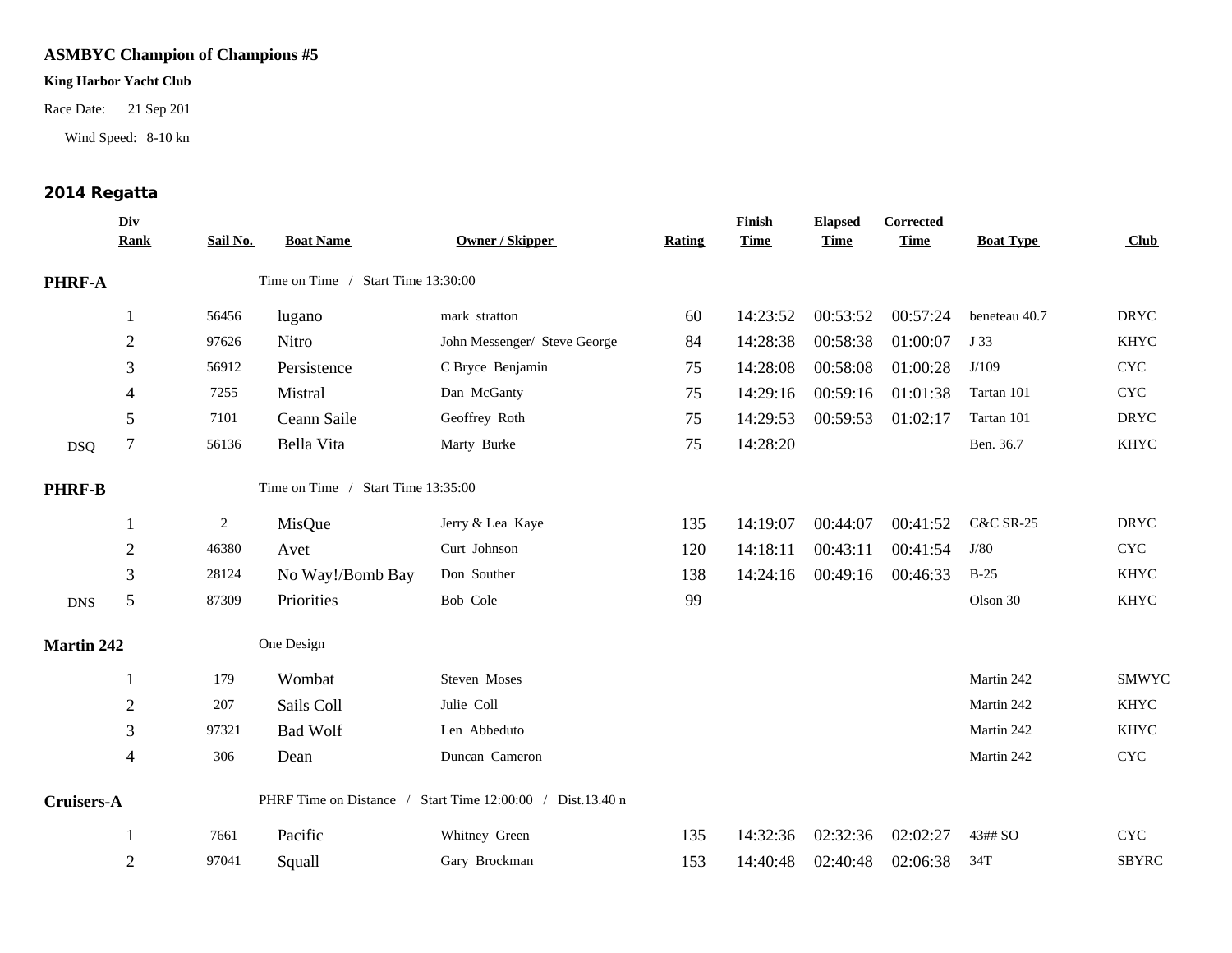**ASMBYC Champion of Champions #5**

**King Harbor Yacht Club**

Race Date: 21 Sep 201

Wind Speed: 8-10 kn

## 2014 Regatta

| | Div Rank | Sail No. | Boat Name | Owner / Skipper | Rating | Finish Time | Elapsed Time | Corrected Time | Boat Type | Club |
|---|---|---|---|---|---|---|---|---|---|---|
| **PHRF-A** | | | Time on Time / Start Time 13:30:00 | | | | | | | |
| | 1 | 56456 | lugano | mark stratton | 60 | 14:23:52 | 00:53:52 | 00:57:24 | beneteau 40.7 | DRYC |
| | 2 | 97626 | Nitro | John Messenger/ Steve George | 84 | 14:28:38 | 00:58:38 | 01:00:07 | J 33 | KHYC |
| | 3 | 56912 | Persistence | C Bryce Benjamin | 75 | 14:28:08 | 00:58:08 | 01:00:28 | J/109 | CYC |
| | 4 | 7255 | Mistral | Dan McGanty | 75 | 14:29:16 | 00:59:16 | 01:01:38 | Tartan 101 | CYC |
| | 5 | 7101 | Ceann Saile | Geoffrey Roth | 75 | 14:29:53 | 00:59:53 | 01:02:17 | Tartan 101 | DRYC |
| DSQ | 7 | 56136 | Bella Vita | Marty Burke | 75 | 14:28:20 | | | Ben. 36.7 | KHYC |
| **PHRF-B** | | | Time on Time / Start Time 13:35:00 | | | | | | | |
| | 1 | 2 | MisQue | Jerry & Lea Kaye | 135 | 14:19:07 | 00:44:07 | 00:41:52 | C&C SR-25 | DRYC |
| | 2 | 46380 | Avet | Curt Johnson | 120 | 14:18:11 | 00:43:11 | 00:41:54 | J/80 | CYC |
| | 3 | 28124 | No Way!/Bomb Bay | Don Souther | 138 | 14:24:16 | 00:49:16 | 00:46:33 | B-25 | KHYC |
| DNS | 5 | 87309 | Priorities | Bob Cole | 99 | | | | Olson 30 | KHYC |
| **Martin 242** | | | One Design | | | | | | | |
| | 1 | 179 | Wombat | Steven Moses | | | | | Martin 242 | SMWYC |
| | 2 | 207 | Sails Coll | Julie Coll | | | | | Martin 242 | KHYC |
| | 3 | 97321 | Bad Wolf | Len Abbeduto | | | | | Martin 242 | KHYC |
| | 4 | 306 | Dean | Duncan Cameron | | | | | Martin 242 | CYC |
| **Cruisers-A** | | | PHRF Time on Distance / Start Time 12:00:00 / Dist.13.40 n | | | | | | | |
| | 1 | 7661 | Pacific | Whitney Green | 135 | 14:32:36 | 02:32:36 | 02:02:27 | 43## SO | CYC |
| | 2 | 97041 | Squall | Gary Brockman | 153 | 14:40:48 | 02:40:48 | 02:06:38 | 34T | SBYRC |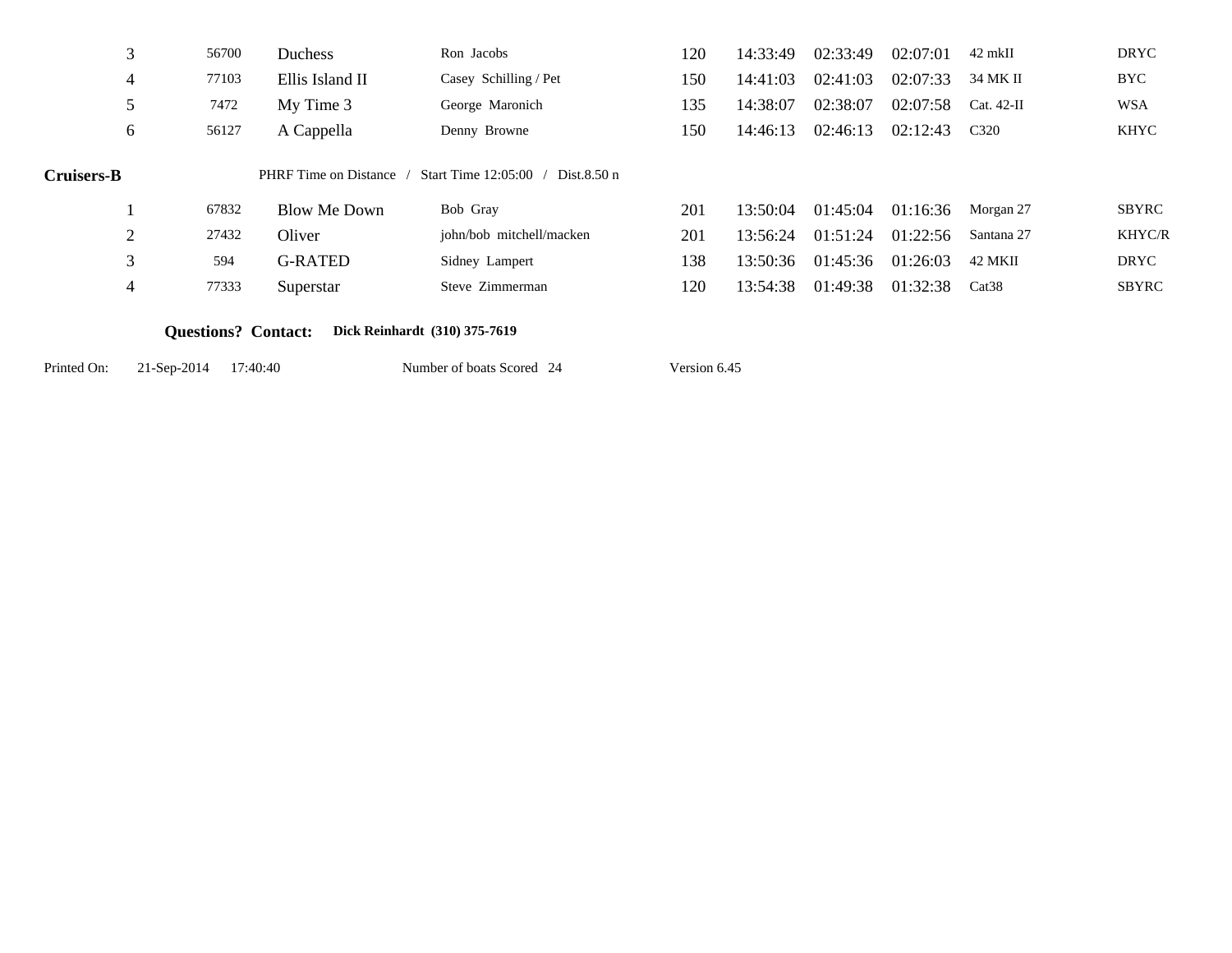| | | | | | | | | | |
|---|---|---|---|---|---|---|---|---|---|
| 3 | 56700 | Duchess | Ron Jacobs | 120 | 14:33:49 | 02:33:49 | 02:07:01 | 42 mkII | DRYC |
| 4 | 77103 | Ellis Island II | Casey Schilling / Pet | 150 | 14:41:03 | 02:41:03 | 02:07:33 | 34 MK II | BYC |
| 5 | 7472 | My Time 3 | George Maronich | 135 | 14:38:07 | 02:38:07 | 02:07:58 | Cat. 42-II | WSA |
| 6 | 56127 | A Cappella | Denny Browne | 150 | 14:46:13 | 02:46:13 | 02:12:43 | C320 | KHYC |

**Cruisers-B** PHRF Time on Distance / Start Time 12:05:00 / Dist.8.50 n

| | | | | | | | | | |
|---|---|---|---|---|---|---|---|---|---|
| 1 | 67832 | Blow Me Down | Bob Gray | 201 | 13:50:04 | 01:45:04 | 01:16:36 | Morgan 27 | SBYRC |
| 2 | 27432 | Oliver | john/bob mitchell/macken | 201 | 13:56:24 | 01:51:24 | 01:22:56 | Santana 27 | KHYC/R |
| 3 | 594 | G-RATED | Sidney Lampert | 138 | 13:50:36 | 01:45:36 | 01:26:03 | 42 MKII | DRYC |
| 4 | 77333 | Superstar | Steve Zimmerman | 120 | 13:54:38 | 01:49:38 | 01:32:38 | Cat38 | SBYRC |

**Questions? Contact:** **Dick Reinhardt (310) 375-7619**

Printed On: 21-Sep-2014 17:40:40 Number of boats Scored 24 Version 6.45